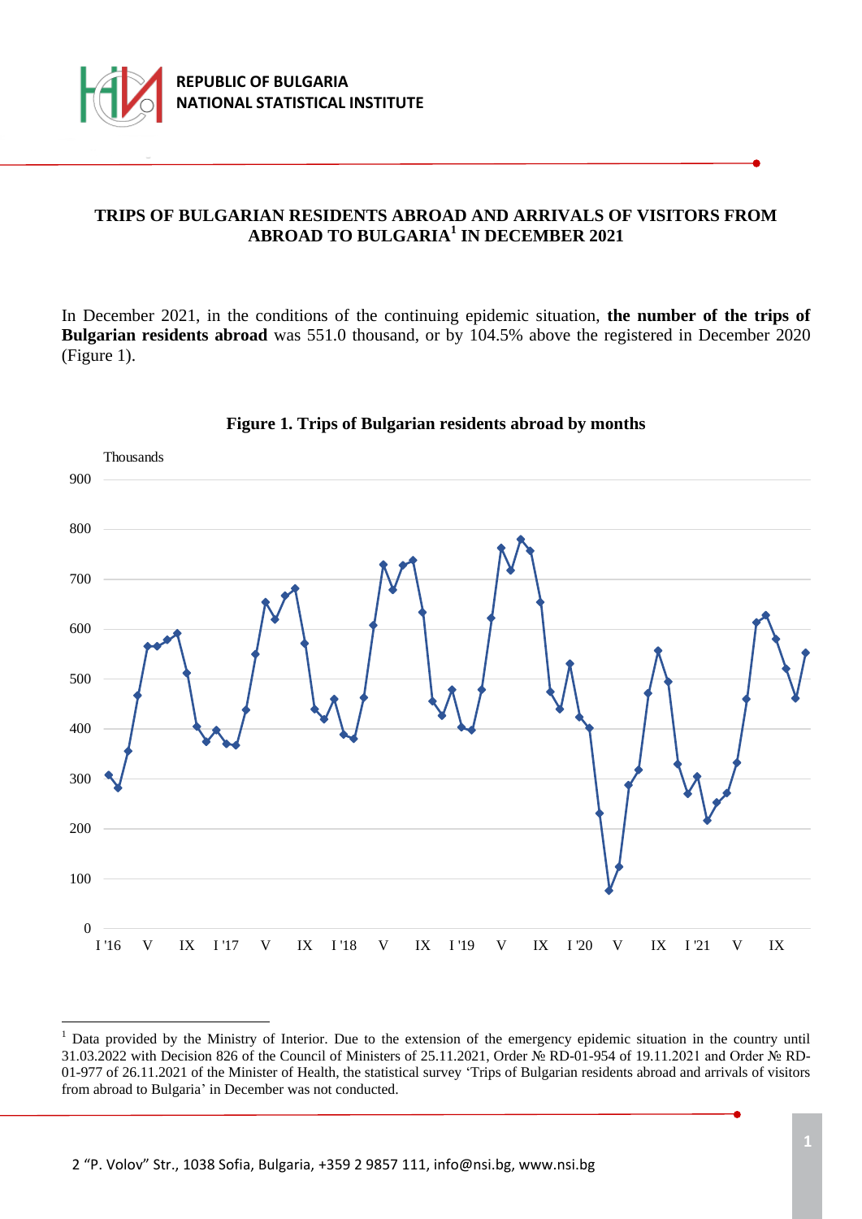**REPUBLIC OF BULGARIA**
**NATIONAL STATISTICAL INSTITUTE**

# TRIPS OF BULGARIAN RESIDENTS ABROAD AND ARRIVALS OF VISITORS FROM ABROAD TO BULGARIA[1] IN DECEMBER 2021

In December 2021, in the conditions of the continuing epidemic situation, **the number of the trips of Bulgarian residents abroad** was 551.0 thousand, or by 104.5% above the registered in December 2020 (Figure 1).

**Figure 1. Trips of Bulgarian residents abroad by months**

---

[1] Data provided by the Ministry of Interior. Due to the extension of the emergency epidemic situation in the country until 31.03.2022 with Decision 826 of the Council of Ministers of 25.11.2021, Order № RD-01-954 of 19.11.2021 and Order № RD-01-977 of 26.11.2021 of the Minister of Health, the statistical survey 'Trips of Bulgarian residents abroad and arrivals of visitors from abroad to Bulgaria' in December was not conducted.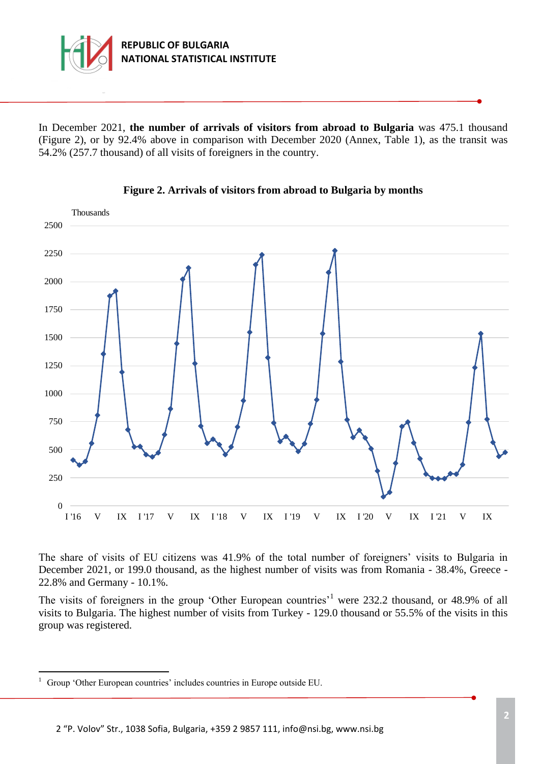In December 2021, **the number of arrivals of visitors from abroad to Bulgaria** was 475.1 thousand (Figure 2), or by 92.4% above in comparison with December 2020 (Annex, Table 1), as the transit was 54.2% (257.7 thousand) of all visits of foreigners in the country.

**Figure 2. Arrivals of visitors from abroad to Bulgaria by months**

The share of visits of EU citizens was 41.9% of the total number of foreigners' visits to Bulgaria in December 2021, or 199.0 thousand, as the highest number of visits was from Romania - 38.4%, Greece - 22.8% and Germany - 10.1%.

The visits of foreigners in the group 'Other European countries'[1] were 232.2 thousand, or 48.9% of all visits to Bulgaria. The highest number of visits from Turkey - 129.0 thousand or 55.5% of the visits in this group was registered.

---

[1] Group 'Other European countries' includes countries in Europe outside EU.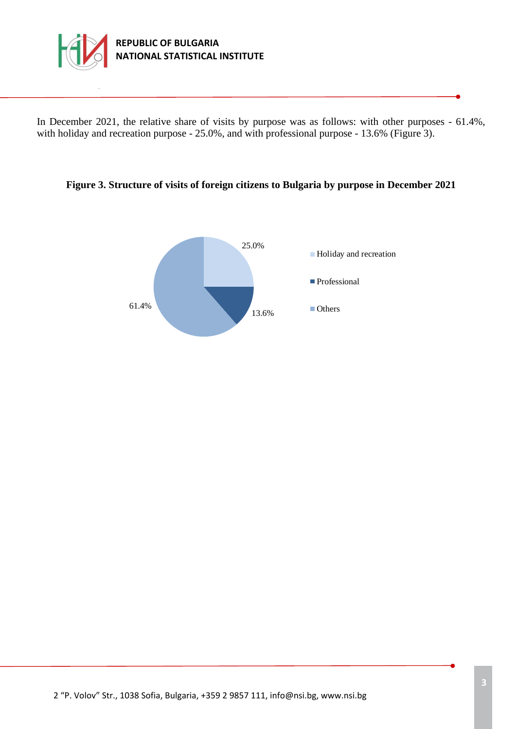In December 2021, the relative share of visits by purpose was as follows: with other purposes - 61.4%, with holiday and recreation purpose - 25.0%, and with professional purpose - 13.6% (Figure 3).

**Figure 3. Structure of visits of foreign citizens to Bulgaria by purpose in December 2021**

| Purpose | Share |
|---|---|
| Holiday and recreation | 25.0% |
| Professional | 13.6% |
| Others | 61.4% |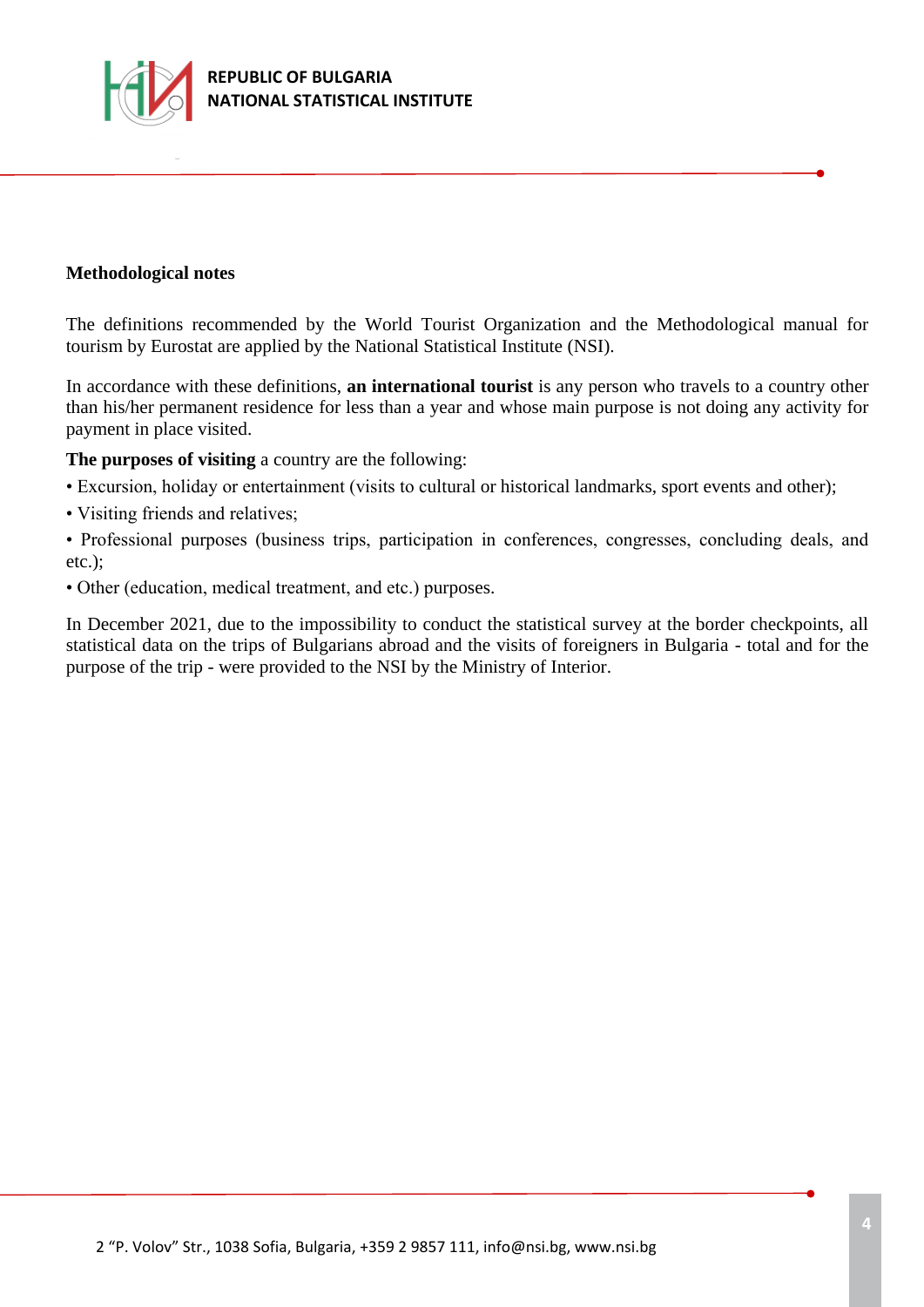**Methodological notes**

The definitions recommended by the World Tourist Organization and the Methodological manual for tourism by Eurostat are applied by the National Statistical Institute (NSI).

In accordance with these definitions, **an international tourist** is any person who travels to a country other than his/her permanent residence for less than a year and whose main purpose is not doing any activity for payment in place visited.

**The purposes of visiting** a country are the following:

• Excursion, holiday or entertainment (visits to cultural or historical landmarks, sport events and other);

• Visiting friends and relatives;

• Professional purposes (business trips, participation in conferences, congresses, concluding deals, and etc.);

• Other (education, medical treatment, and etc.) purposes.

In December 2021, due to the impossibility to conduct the statistical survey at the border checkpoints, all statistical data on the trips of Bulgarians abroad and the visits of foreigners in Bulgaria - total and for the purpose of the trip - were provided to the NSI by the Ministry of Interior.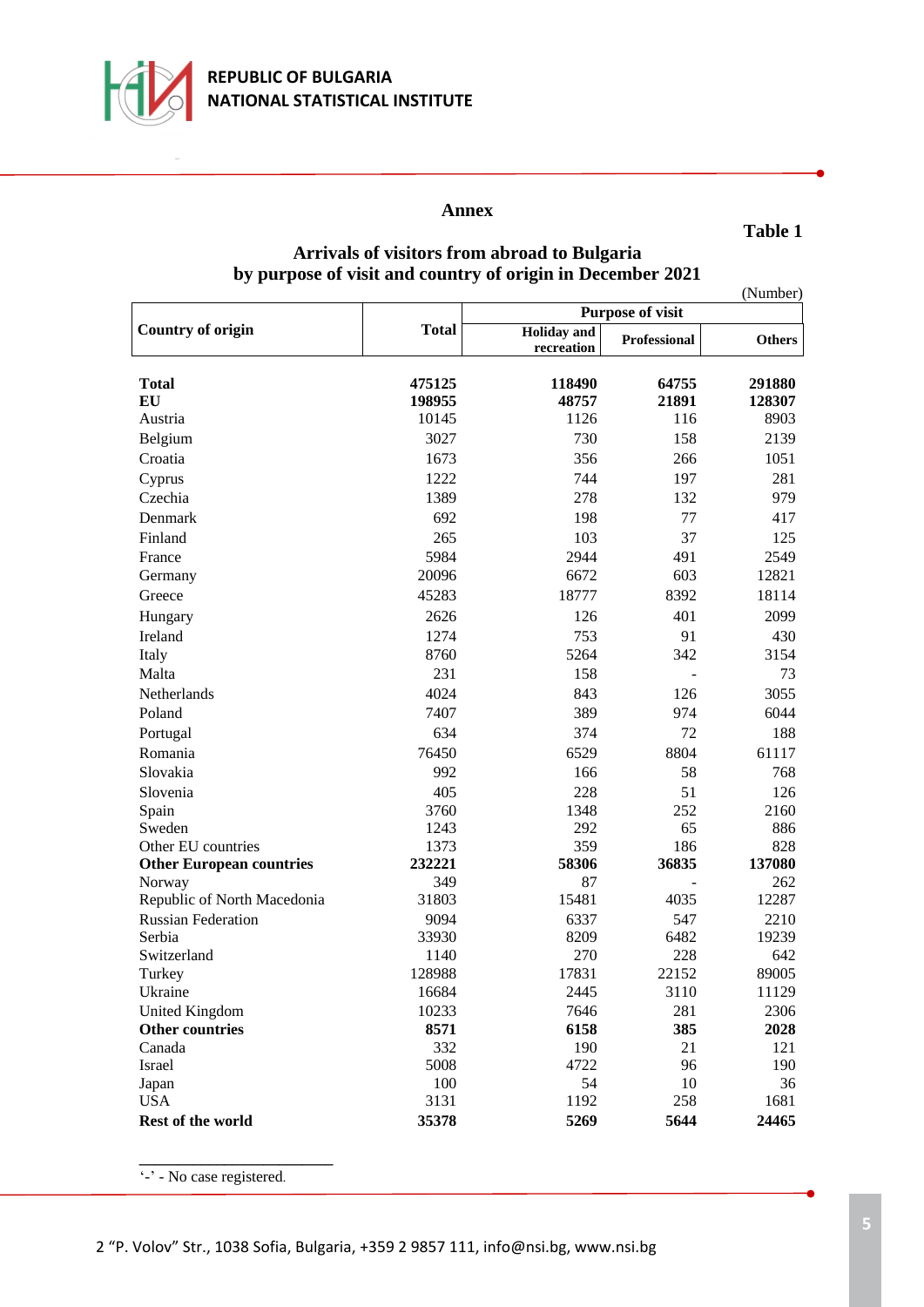## Annex

**Table 1**

### Arrivals of visitors from abroad to Bulgaria by purpose of visit and country of origin in December 2021

(Number)

| Country of origin | Total | Purpose of visit | | |
|---|---|---|---|---|
| | | Holiday and recreation | Professional | Others |
| **Total** | **475125** | **118490** | **64755** | **291880** |
| **EU** | **198955** | **48757** | **21891** | **128307** |
| Austria | 10145 | 1126 | 116 | 8903 |
| Belgium | 3027 | 730 | 158 | 2139 |
| Croatia | 1673 | 356 | 266 | 1051 |
| Cyprus | 1222 | 744 | 197 | 281 |
| Czechia | 1389 | 278 | 132 | 979 |
| Denmark | 692 | 198 | 77 | 417 |
| Finland | 265 | 103 | 37 | 125 |
| France | 5984 | 2944 | 491 | 2549 |
| Germany | 20096 | 6672 | 603 | 12821 |
| Greece | 45283 | 18777 | 8392 | 18114 |
| Hungary | 2626 | 126 | 401 | 2099 |
| Ireland | 1274 | 753 | 91 | 430 |
| Italy | 8760 | 5264 | 342 | 3154 |
| Malta | 231 | 158 | - | 73 |
| Netherlands | 4024 | 843 | 126 | 3055 |
| Poland | 7407 | 389 | 974 | 6044 |
| Portugal | 634 | 374 | 72 | 188 |
| Romania | 76450 | 6529 | 8804 | 61117 |
| Slovakia | 992 | 166 | 58 | 768 |
| Slovenia | 405 | 228 | 51 | 126 |
| Spain | 3760 | 1348 | 252 | 2160 |
| Sweden | 1243 | 292 | 65 | 886 |
| Other EU countries | 1373 | 359 | 186 | 828 |
| **Other European countries** | **232221** | **58306** | **36835** | **137080** |
| Norway | 349 | 87 | - | 262 |
| Republic of North Macedonia | 31803 | 15481 | 4035 | 12287 |
| Russian Federation | 9094 | 6337 | 547 | 2210 |
| Serbia | 33930 | 8209 | 6482 | 19239 |
| Switzerland | 1140 | 270 | 228 | 642 |
| Turkey | 128988 | 17831 | 22152 | 89005 |
| Ukraine | 16684 | 2445 | 3110 | 11129 |
| United Kingdom | 10233 | 7646 | 281 | 2306 |
| **Other countries** | **8571** | **6158** | **385** | **2028** |
| Canada | 332 | 190 | 21 | 121 |
| Israel | 5008 | 4722 | 96 | 190 |
| Japan | 100 | 54 | 10 | 36 |
| USA | 3131 | 1192 | 258 | 1681 |
| **Rest of the world** | **35378** | **5269** | **5644** | **24465** |

'-' - No case registered.